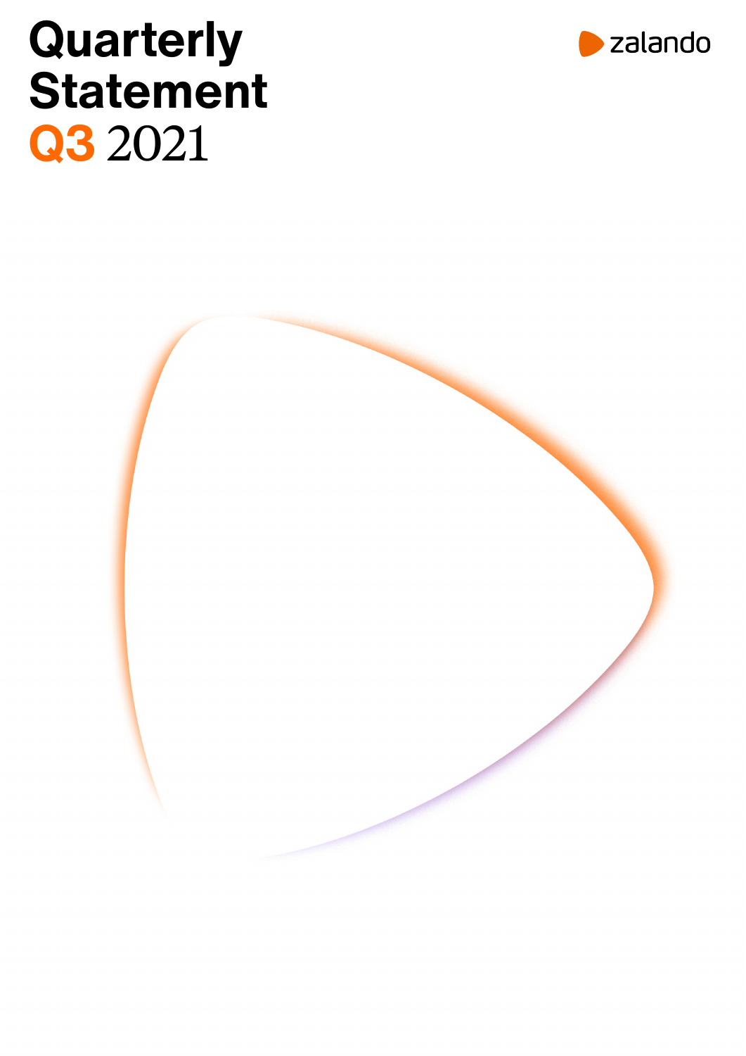# Quarterly Statement Q3 2021

zalando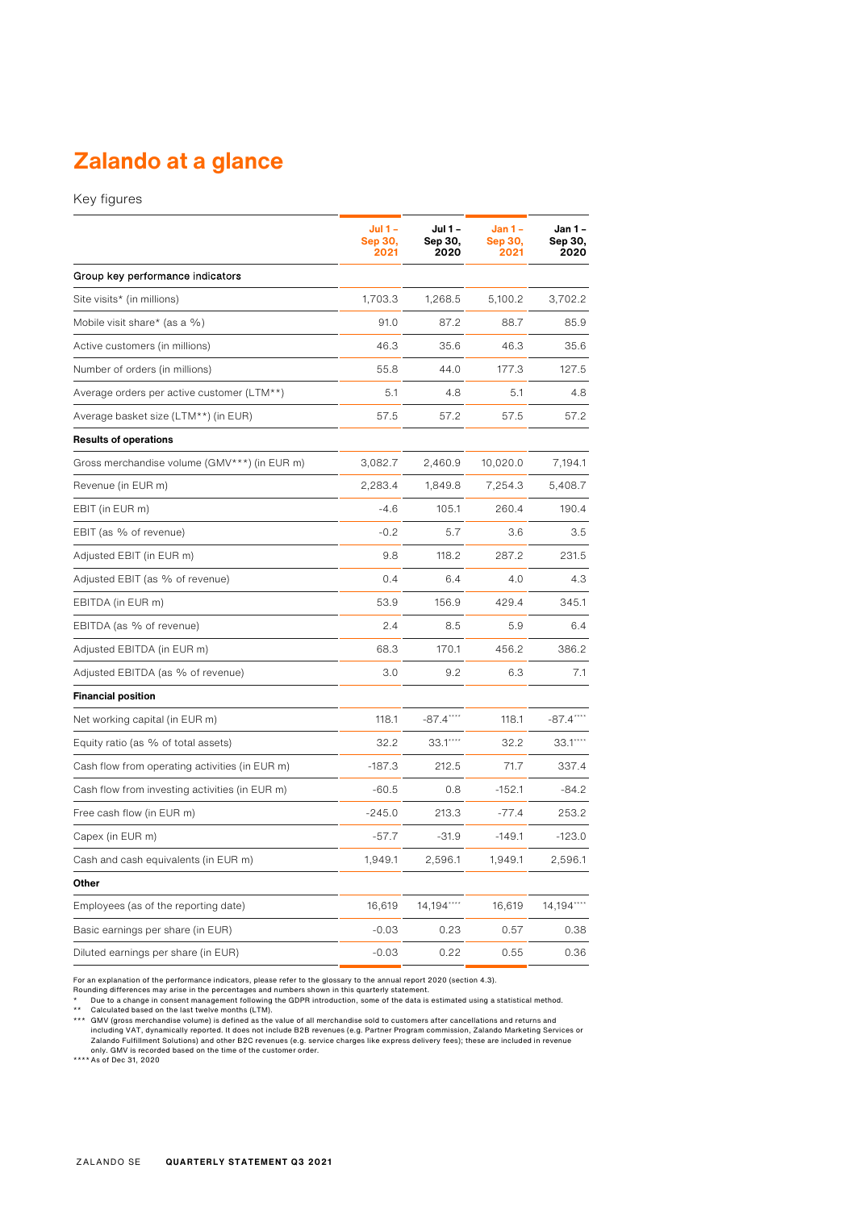# Zalando at a glance

Key figures

| | Jul 1 – Sep 30, 2021 | Jul 1 – Sep 30, 2020 | Jan 1 – Sep 30, 2021 | Jan 1 – Sep 30, 2020 |
|---|---|---|---|---|
| **Group key performance indicators** | | | | |
| Site visits* (in millions) | 1,703.3 | 1,268.5 | 5,100.2 | 3,702.2 |
| Mobile visit share* (as a %) | 91.0 | 87.2 | 88.7 | 85.9 |
| Active customers (in millions) | 46.3 | 35.6 | 46.3 | 35.6 |
| Number of orders (in millions) | 55.8 | 44.0 | 177.3 | 127.5 |
| Average orders per active customer (LTM**) | 5.1 | 4.8 | 5.1 | 4.8 |
| Average basket size (LTM**) (in EUR) | 57.5 | 57.2 | 57.5 | 57.2 |
| **Results of operations** | | | | |
| Gross merchandise volume (GMV***) (in EUR m) | 3,082.7 | 2,460.9 | 10,020.0 | 7,194.1 |
| Revenue (in EUR m) | 2,283.4 | 1,849.8 | 7,254.3 | 5,408.7 |
| EBIT (in EUR m) | -4.6 | 105.1 | 260.4 | 190.4 |
| EBIT (as % of revenue) | -0.2 | 5.7 | 3.6 | 3.5 |
| Adjusted EBIT (in EUR m) | 9.8 | 118.2 | 287.2 | 231.5 |
| Adjusted EBIT (as % of revenue) | 0.4 | 6.4 | 4.0 | 4.3 |
| EBITDA (in EUR m) | 53.9 | 156.9 | 429.4 | 345.1 |
| EBITDA (as % of revenue) | 2.4 | 8.5 | 5.9 | 6.4 |
| Adjusted EBITDA (in EUR m) | 68.3 | 170.1 | 456.2 | 386.2 |
| Adjusted EBITDA (as % of revenue) | 3.0 | 9.2 | 6.3 | 7.1 |
| **Financial position** | | | | |
| Net working capital (in EUR m) | 118.1 | -87.4**** | 118.1 | -87.4**** |
| Equity ratio (as % of total assets) | 32.2 | 33.1**** | 32.2 | 33.1**** |
| Cash flow from operating activities (in EUR m) | -187.3 | 212.5 | 71.7 | 337.4 |
| Cash flow from investing activities (in EUR m) | -60.5 | 0.8 | -152.1 | -84.2 |
| Free cash flow (in EUR m) | -245.0 | 213.3 | -77.4 | 253.2 |
| Capex (in EUR m) | -57.7 | -31.9 | -149.1 | -123.0 |
| Cash and cash equivalents (in EUR m) | 1,949.1 | 2,596.1 | 1,949.1 | 2,596.1 |
| **Other** | | | | |
| Employees (as of the reporting date) | 16,619 | 14,194**** | 16,619 | 14,194**** |
| Basic earnings per share (in EUR) | -0.03 | 0.23 | 0.57 | 0.38 |
| Diluted earnings per share (in EUR) | -0.03 | 0.22 | 0.55 | 0.36 |

For an explanation of the performance indicators, please refer to the glossary to the annual report 2020 (section 4.3).
Rounding differences may arise in the percentages and numbers shown in this quarterly statement.

\* Due to a change in consent management following the GDPR introduction, some of the data is estimated using a statistical method.

** Calculated based on the last twelve months (LTM).

*** GMV (gross merchandise volume) is defined as the value of all merchandise sold to customers after cancellations and returns and including VAT, dynamically reported. It does not include B2B revenues (e.g. Partner Program commission, Zalando Marketing Services or Zalando Fulfillment Solutions) and other B2C revenues (e.g. service charges like express delivery fees); these are included in revenue only. GMV is recorded based on the time of the customer order.

**** As of Dec 31, 2020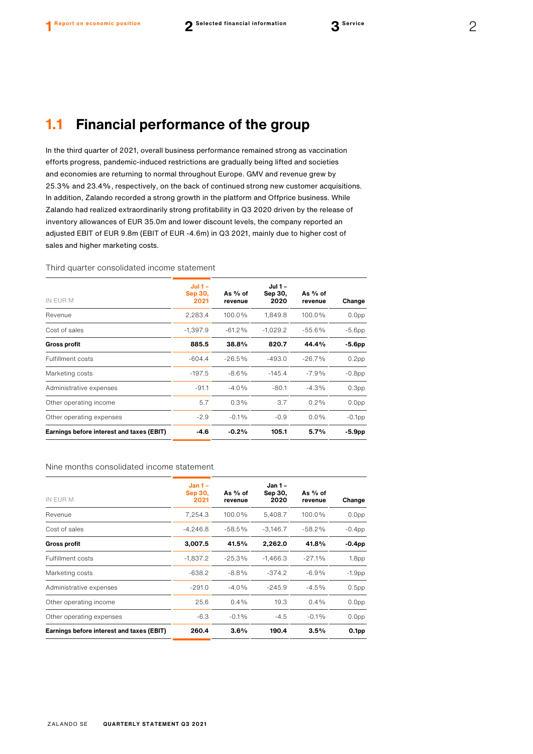## 1.1 Financial performance of the group

In the third quarter of 2021, overall business performance remained strong as vaccination efforts progress, pandemic-induced restrictions are gradually being lifted and societies and economies are returning to normal throughout Europe. GMV and revenue grew by 25.3% and 23.4%, respectively, on the back of continued strong new customer acquisitions. In addition, Zalando recorded a strong growth in the platform and Offprice business. While Zalando had realized extraordinarily strong profitability in Q3 2020 driven by the release of inventory allowances of EUR 35.0m and lower discount levels, the company reported an adjusted EBIT of EUR 9.8m (EBIT of EUR -4.6m) in Q3 2021, mainly due to higher cost of sales and higher marketing costs.

Third quarter consolidated income statement

| IN EUR M | Jul 1 – Sep 30, 2021 | As % of revenue | Jul 1 – Sep 30, 2020 | As % of revenue | Change |
|---|---|---|---|---|---|
| Revenue | 2,283.4 | 100.0% | 1,849.8 | 100.0% | 0.0pp |
| Cost of sales | -1,397.9 | -61.2% | -1,029.2 | -55.6% | -5.6pp |
| **Gross profit** | **885.5** | **38.8%** | **820.7** | **44.4%** | **-5.6pp** |
| Fulfillment costs | -604.4 | -26.5% | -493.0 | -26.7% | 0.2pp |
| Marketing costs | -197.5 | -8.6% | -145.4 | -7.9% | -0.8pp |
| Administrative expenses | -91.1 | -4.0% | -80.1 | -4.3% | 0.3pp |
| Other operating income | 5.7 | 0.3% | 3.7 | 0.2% | 0.0pp |
| Other operating expenses | -2.9 | -0.1% | -0.9 | 0.0% | -0.1pp |
| **Earnings before interest and taxes (EBIT)** | **-4.6** | **-0.2%** | **105.1** | **5.7%** | **-5.9pp** |

Nine months consolidated income statement

| IN EUR M | Jan 1 – Sep 30, 2021 | As % of revenue | Jan 1 – Sep 30, 2020 | As % of revenue | Change |
|---|---|---|---|---|---|
| Revenue | 7,254.3 | 100.0% | 5,408.7 | 100.0% | 0.0pp |
| Cost of sales | -4,246.8 | -58.5% | -3,146.7 | -58.2% | -0.4pp |
| **Gross profit** | **3,007.5** | **41.5%** | **2,262.0** | **41.8%** | **-0.4pp** |
| Fulfillment costs | -1,837.2 | -25.3% | -1,466.3 | -27.1% | 1.8pp |
| Marketing costs | -638.2 | -8.8% | -374.2 | -6.9% | -1.9pp |
| Administrative expenses | -291.0 | -4.0% | -245.9 | -4.5% | 0.5pp |
| Other operating income | 25.6 | 0.4% | 19.3 | 0.4% | 0.0pp |
| Other operating expenses | -6.3 | -0.1% | -4.5 | -0.1% | 0.0pp |
| **Earnings before interest and taxes (EBIT)** | **260.4** | **3.6%** | **190.4** | **3.5%** | **0.1pp** |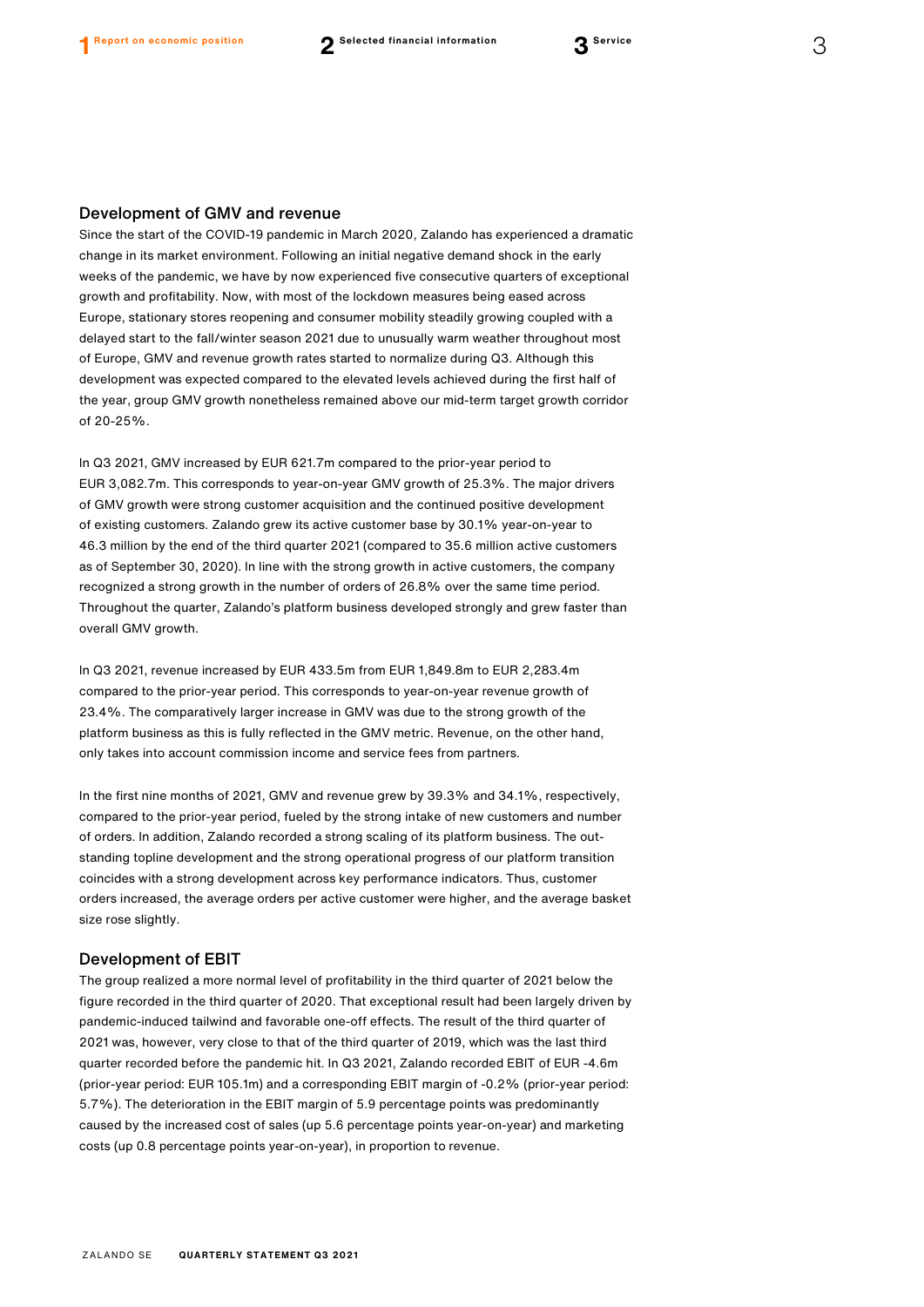## Development of GMV and revenue

Since the start of the COVID-19 pandemic in March 2020, Zalando has experienced a dramatic change in its market environment. Following an initial negative demand shock in the early weeks of the pandemic, we have by now experienced five consecutive quarters of exceptional growth and profitability. Now, with most of the lockdown measures being eased across Europe, stationary stores reopening and consumer mobility steadily growing coupled with a delayed start to the fall/winter season 2021 due to unusually warm weather throughout most of Europe, GMV and revenue growth rates started to normalize during Q3. Although this development was expected compared to the elevated levels achieved during the first half of the year, group GMV growth nonetheless remained above our mid-term target growth corridor of 20-25%.

In Q3 2021, GMV increased by EUR 621.7m compared to the prior-year period to EUR 3,082.7m. This corresponds to year-on-year GMV growth of 25.3%. The major drivers of GMV growth were strong customer acquisition and the continued positive development of existing customers. Zalando grew its active customer base by 30.1% year-on-year to 46.3 million by the end of the third quarter 2021 (compared to 35.6 million active customers as of September 30, 2020). In line with the strong growth in active customers, the company recognized a strong growth in the number of orders of 26.8% over the same time period. Throughout the quarter, Zalando's platform business developed strongly and grew faster than overall GMV growth.

In Q3 2021, revenue increased by EUR 433.5m from EUR 1,849.8m to EUR 2,283.4m compared to the prior-year period. This corresponds to year-on-year revenue growth of 23.4%. The comparatively larger increase in GMV was due to the strong growth of the platform business as this is fully reflected in the GMV metric. Revenue, on the other hand, only takes into account commission income and service fees from partners.

In the first nine months of 2021, GMV and revenue grew by 39.3% and 34.1%, respectively, compared to the prior-year period, fueled by the strong intake of new customers and number of orders. In addition, Zalando recorded a strong scaling of its platform business. The outstanding topline development and the strong operational progress of our platform transition coincides with a strong development across key performance indicators. Thus, customer orders increased, the average orders per active customer were higher, and the average basket size rose slightly.

## Development of EBIT

The group realized a more normal level of profitability in the third quarter of 2021 below the figure recorded in the third quarter of 2020. That exceptional result had been largely driven by pandemic-induced tailwind and favorable one-off effects. The result of the third quarter of 2021 was, however, very close to that of the third quarter of 2019, which was the last third quarter recorded before the pandemic hit. In Q3 2021, Zalando recorded EBIT of EUR -4.6m (prior-year period: EUR 105.1m) and a corresponding EBIT margin of -0.2% (prior-year period: 5.7%). The deterioration in the EBIT margin of 5.9 percentage points was predominantly caused by the increased cost of sales (up 5.6 percentage points year-on-year) and marketing costs (up 0.8 percentage points year-on-year), in proportion to revenue.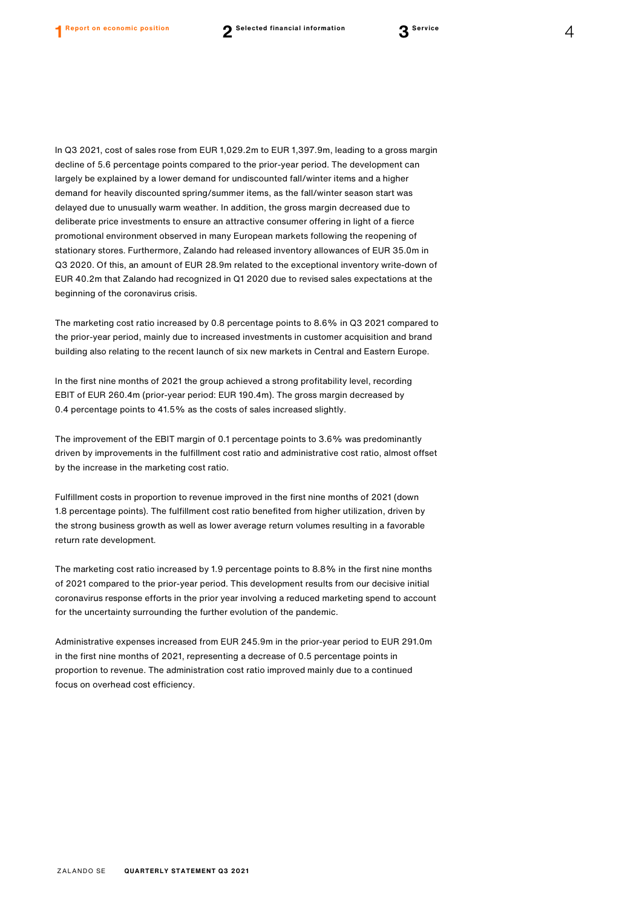In Q3 2021, cost of sales rose from EUR 1,029.2m to EUR 1,397.9m, leading to a gross margin decline of 5.6 percentage points compared to the prior-year period. The development can largely be explained by a lower demand for undiscounted fall/winter items and a higher demand for heavily discounted spring/summer items, as the fall/winter season start was delayed due to unusually warm weather. In addition, the gross margin decreased due to deliberate price investments to ensure an attractive consumer offering in light of a fierce promotional environment observed in many European markets following the reopening of stationary stores. Furthermore, Zalando had released inventory allowances of EUR 35.0m in Q3 2020. Of this, an amount of EUR 28.9m related to the exceptional inventory write-down of EUR 40.2m that Zalando had recognized in Q1 2020 due to revised sales expectations at the beginning of the coronavirus crisis.

The marketing cost ratio increased by 0.8 percentage points to 8.6% in Q3 2021 compared to the prior-year period, mainly due to increased investments in customer acquisition and brand building also relating to the recent launch of six new markets in Central and Eastern Europe.

In the first nine months of 2021 the group achieved a strong profitability level, recording EBIT of EUR 260.4m (prior-year period: EUR 190.4m). The gross margin decreased by 0.4 percentage points to 41.5% as the costs of sales increased slightly.

The improvement of the EBIT margin of 0.1 percentage points to 3.6% was predominantly driven by improvements in the fulfillment cost ratio and administrative cost ratio, almost offset by the increase in the marketing cost ratio.

Fulfillment costs in proportion to revenue improved in the first nine months of 2021 (down 1.8 percentage points). The fulfillment cost ratio benefited from higher utilization, driven by the strong business growth as well as lower average return volumes resulting in a favorable return rate development.

The marketing cost ratio increased by 1.9 percentage points to 8.8% in the first nine months of 2021 compared to the prior-year period. This development results from our decisive initial coronavirus response efforts in the prior year involving a reduced marketing spend to account for the uncertainty surrounding the further evolution of the pandemic.

Administrative expenses increased from EUR 245.9m in the prior-year period to EUR 291.0m in the first nine months of 2021, representing a decrease of 0.5 percentage points in proportion to revenue. The administration cost ratio improved mainly due to a continued focus on overhead cost efficiency.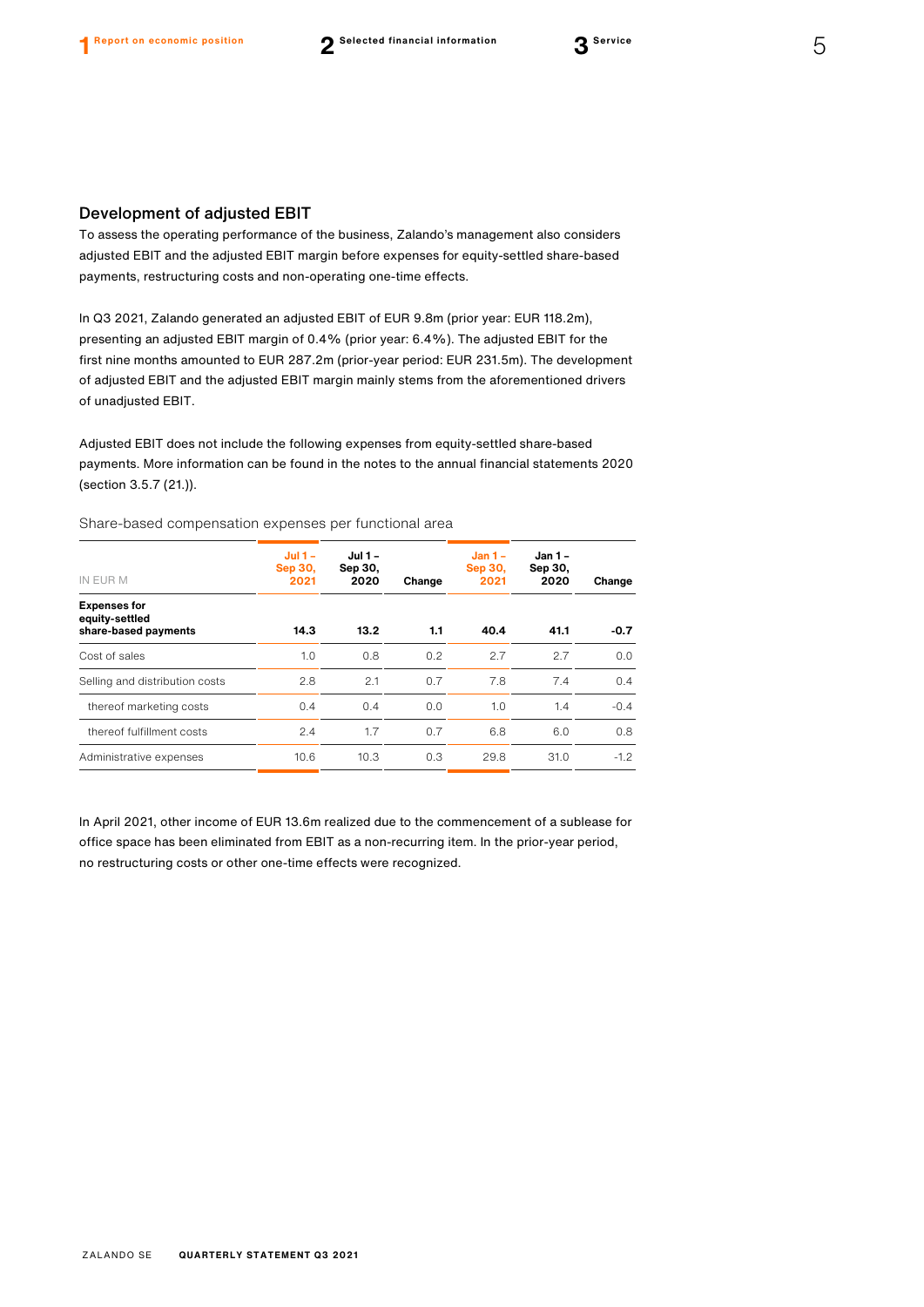## Development of adjusted EBIT

To assess the operating performance of the business, Zalando's management also considers adjusted EBIT and the adjusted EBIT margin before expenses for equity-settled share-based payments, restructuring costs and non-operating one-time effects.

In Q3 2021, Zalando generated an adjusted EBIT of EUR 9.8m (prior year: EUR 118.2m), presenting an adjusted EBIT margin of 0.4% (prior year: 6.4%). The adjusted EBIT for the first nine months amounted to EUR 287.2m (prior-year period: EUR 231.5m). The development of adjusted EBIT and the adjusted EBIT margin mainly stems from the aforementioned drivers of unadjusted EBIT.

Adjusted EBIT does not include the following expenses from equity-settled share-based payments. More information can be found in the notes to the annual financial statements 2020 (section 3.5.7 (21.)).

Share-based compensation expenses per functional area

| IN EUR M | Jul 1 – Sep 30, 2021 | Jul 1 – Sep 30, 2020 | Change | Jan 1 – Sep 30, 2021 | Jan 1 – Sep 30, 2020 | Change |
|---|---|---|---|---|---|---|
| **Expenses for equity-settled share-based payments** | **14.3** | **13.2** | **1.1** | **40.4** | **41.1** | **-0.7** |
| Cost of sales | 1.0 | 0.8 | 0.2 | 2.7 | 2.7 | 0.0 |
| Selling and distribution costs | 2.8 | 2.1 | 0.7 | 7.8 | 7.4 | 0.4 |
| thereof marketing costs | 0.4 | 0.4 | 0.0 | 1.0 | 1.4 | -0.4 |
| thereof fulfillment costs | 2.4 | 1.7 | 0.7 | 6.8 | 6.0 | 0.8 |
| Administrative expenses | 10.6 | 10.3 | 0.3 | 29.8 | 31.0 | -1.2 |

In April 2021, other income of EUR 13.6m realized due to the commencement of a sublease for office space has been eliminated from EBIT as a non-recurring item. In the prior-year period, no restructuring costs or other one-time effects were recognized.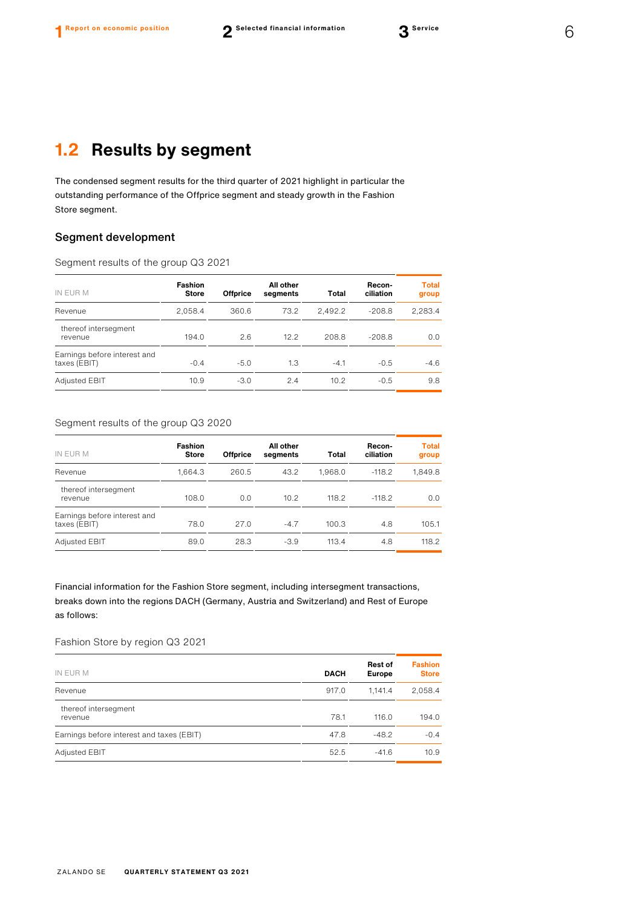## 1.2 Results by segment

The condensed segment results for the third quarter of 2021 highlight in particular the outstanding performance of the Offprice segment and steady growth in the Fashion Store segment.

### Segment development

Segment results of the group Q3 2021

| IN EUR M | Fashion Store | Offprice | All other segments | Total | Recon-ciliation | Total group |
|---|---|---|---|---|---|---|
| Revenue | 2,058.4 | 360.6 | 73.2 | 2,492.2 | -208.8 | 2,283.4 |
| thereof intersegment revenue | 194.0 | 2.6 | 12.2 | 208.8 | -208.8 | 0.0 |
| Earnings before interest and taxes (EBIT) | -0.4 | -5.0 | 1.3 | -4.1 | -0.5 | -4.6 |
| Adjusted EBIT | 10.9 | -3.0 | 2.4 | 10.2 | -0.5 | 9.8 |

Segment results of the group Q3 2020

| IN EUR M | Fashion Store | Offprice | All other segments | Total | Recon-ciliation | Total group |
|---|---|---|---|---|---|---|
| Revenue | 1,664.3 | 260.5 | 43.2 | 1,968.0 | -118.2 | 1,849.8 |
| thereof intersegment revenue | 108.0 | 0.0 | 10.2 | 118.2 | -118.2 | 0.0 |
| Earnings before interest and taxes (EBIT) | 78.0 | 27.0 | -4.7 | 100.3 | 4.8 | 105.1 |
| Adjusted EBIT | 89.0 | 28.3 | -3.9 | 113.4 | 4.8 | 118.2 |

Financial information for the Fashion Store segment, including intersegment transactions, breaks down into the regions DACH (Germany, Austria and Switzerland) and Rest of Europe as follows:

Fashion Store by region Q3 2021

| IN EUR M | DACH | Rest of Europe | Fashion Store |
|---|---|---|---|
| Revenue | 917.0 | 1,141.4 | 2,058.4 |
| thereof intersegment revenue | 78.1 | 116.0 | 194.0 |
| Earnings before interest and taxes (EBIT) | 47.8 | -48.2 | -0.4 |
| Adjusted EBIT | 52.5 | -41.6 | 10.9 |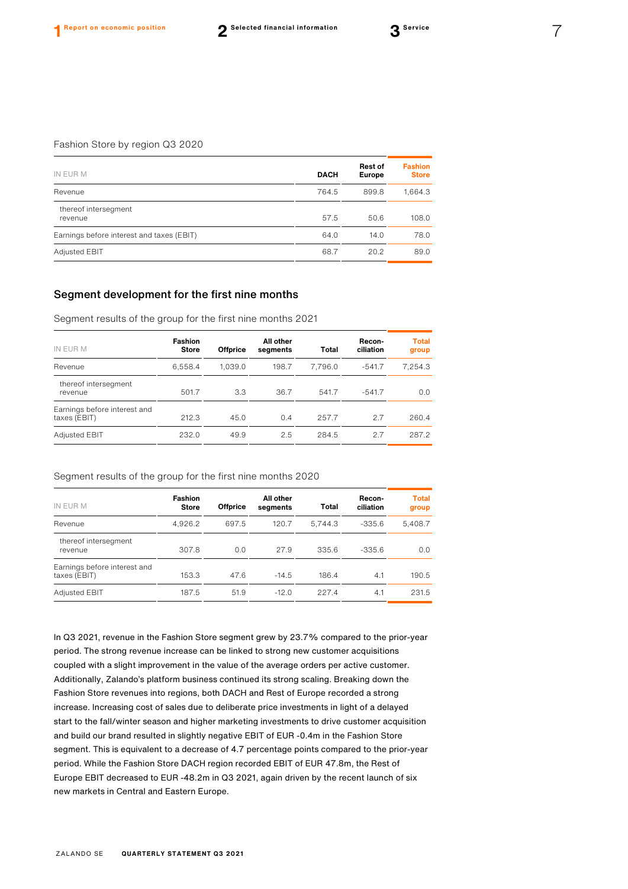Fashion Store by region Q3 2020

| IN EUR M | DACH | Rest of Europe | Fashion Store |
|---|---|---|---|
| Revenue | 764.5 | 899.8 | 1,664.3 |
| thereof intersegment revenue | 57.5 | 50.6 | 108.0 |
| Earnings before interest and taxes (EBIT) | 64.0 | 14.0 | 78.0 |
| Adjusted EBIT | 68.7 | 20.2 | 89.0 |

## Segment development for the first nine months

Segment results of the group for the first nine months 2021

| IN EUR M | Fashion Store | Offprice | All other segments | Total | Recon-ciliation | Total group |
|---|---|---|---|---|---|---|
| Revenue | 6,558.4 | 1,039.0 | 198.7 | 7,796.0 | -541.7 | 7,254.3 |
| thereof intersegment revenue | 501.7 | 3.3 | 36.7 | 541.7 | -541.7 | 0.0 |
| Earnings before interest and taxes (EBIT) | 212.3 | 45.0 | 0.4 | 257.7 | 2.7 | 260.4 |
| Adjusted EBIT | 232.0 | 49.9 | 2.5 | 284.5 | 2.7 | 287.2 |

Segment results of the group for the first nine months 2020

| IN EUR M | Fashion Store | Offprice | All other segments | Total | Recon-ciliation | Total group |
|---|---|---|---|---|---|---|
| Revenue | 4,926.2 | 697.5 | 120.7 | 5,744.3 | -335.6 | 5,408.7 |
| thereof intersegment revenue | 307.8 | 0.0 | 27.9 | 335.6 | -335.6 | 0.0 |
| Earnings before interest and taxes (EBIT) | 153.3 | 47.6 | -14.5 | 186.4 | 4.1 | 190.5 |
| Adjusted EBIT | 187.5 | 51.9 | -12.0 | 227.4 | 4.1 | 231.5 |

In Q3 2021, revenue in the Fashion Store segment grew by 23.7% compared to the prior-year period. The strong revenue increase can be linked to strong new customer acquisitions coupled with a slight improvement in the value of the average orders per active customer. Additionally, Zalando's platform business continued its strong scaling. Breaking down the Fashion Store revenues into regions, both DACH and Rest of Europe recorded a strong increase. Increasing cost of sales due to deliberate price investments in light of a delayed start to the fall/winter season and higher marketing investments to drive customer acquisition and build our brand resulted in slightly negative EBIT of EUR -0.4m in the Fashion Store segment. This is equivalent to a decrease of 4.7 percentage points compared to the prior-year period. While the Fashion Store DACH region recorded EBIT of EUR 47.8m, the Rest of Europe EBIT decreased to EUR -48.2m in Q3 2021, again driven by the recent launch of six new markets in Central and Eastern Europe.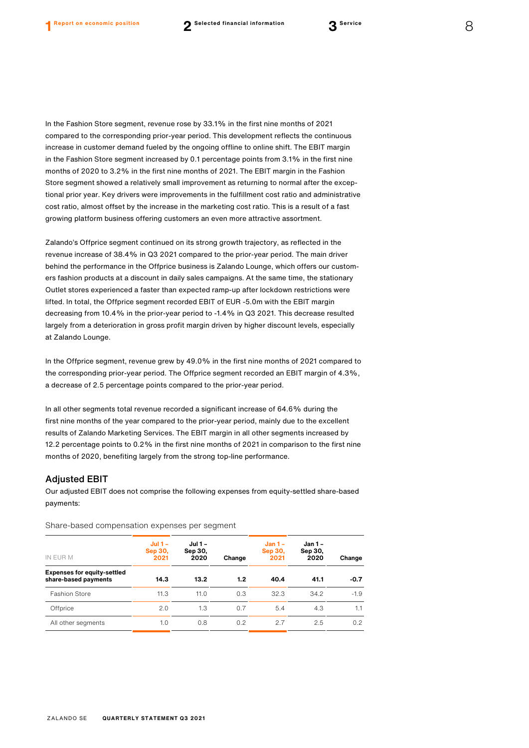In the Fashion Store segment, revenue rose by 33.1% in the first nine months of 2021 compared to the corresponding prior-year period. This development reflects the continuous increase in customer demand fueled by the ongoing offline to online shift. The EBIT margin in the Fashion Store segment increased by 0.1 percentage points from 3.1% in the first nine months of 2020 to 3.2% in the first nine months of 2021. The EBIT margin in the Fashion Store segment showed a relatively small improvement as returning to normal after the exceptional prior year. Key drivers were improvements in the fulfillment cost ratio and administrative cost ratio, almost offset by the increase in the marketing cost ratio. This is a result of a fast growing platform business offering customers an even more attractive assortment.

Zalando's Offprice segment continued on its strong growth trajectory, as reflected in the revenue increase of 38.4% in Q3 2021 compared to the prior-year period. The main driver behind the performance in the Offprice business is Zalando Lounge, which offers our customers fashion products at a discount in daily sales campaigns. At the same time, the stationary Outlet stores experienced a faster than expected ramp-up after lockdown restrictions were lifted. In total, the Offprice segment recorded EBIT of EUR -5.0m with the EBIT margin decreasing from 10.4% in the prior-year period to -1.4% in Q3 2021. This decrease resulted largely from a deterioration in gross profit margin driven by higher discount levels, especially at Zalando Lounge.

In the Offprice segment, revenue grew by 49.0% in the first nine months of 2021 compared to the corresponding prior-year period. The Offprice segment recorded an EBIT margin of 4.3%, a decrease of 2.5 percentage points compared to the prior-year period.

In all other segments total revenue recorded a significant increase of 64.6% during the first nine months of the year compared to the prior-year period, mainly due to the excellent results of Zalando Marketing Services. The EBIT margin in all other segments increased by 12.2 percentage points to 0.2% in the first nine months of 2021 in comparison to the first nine months of 2020, benefiting largely from the strong top-line performance.

## Adjusted EBIT

Our adjusted EBIT does not comprise the following expenses from equity-settled share-based payments:

Share-based compensation expenses per segment

| IN EUR M | Jul 1 – Sep 30, 2021 | Jul 1 – Sep 30, 2020 | Change | Jan 1 – Sep 30, 2021 | Jan 1 – Sep 30, 2020 | Change |
|---|---|---|---|---|---|---|
| **Expenses for equity-settled share-based payments** | **14.3** | **13.2** | **1.2** | **40.4** | **41.1** | **-0.7** |
| Fashion Store | 11.3 | 11.0 | 0.3 | 32.3 | 34.2 | -1.9 |
| Offprice | 2.0 | 1.3 | 0.7 | 5.4 | 4.3 | 1.1 |
| All other segments | 1.0 | 0.8 | 0.2 | 2.7 | 2.5 | 0.2 |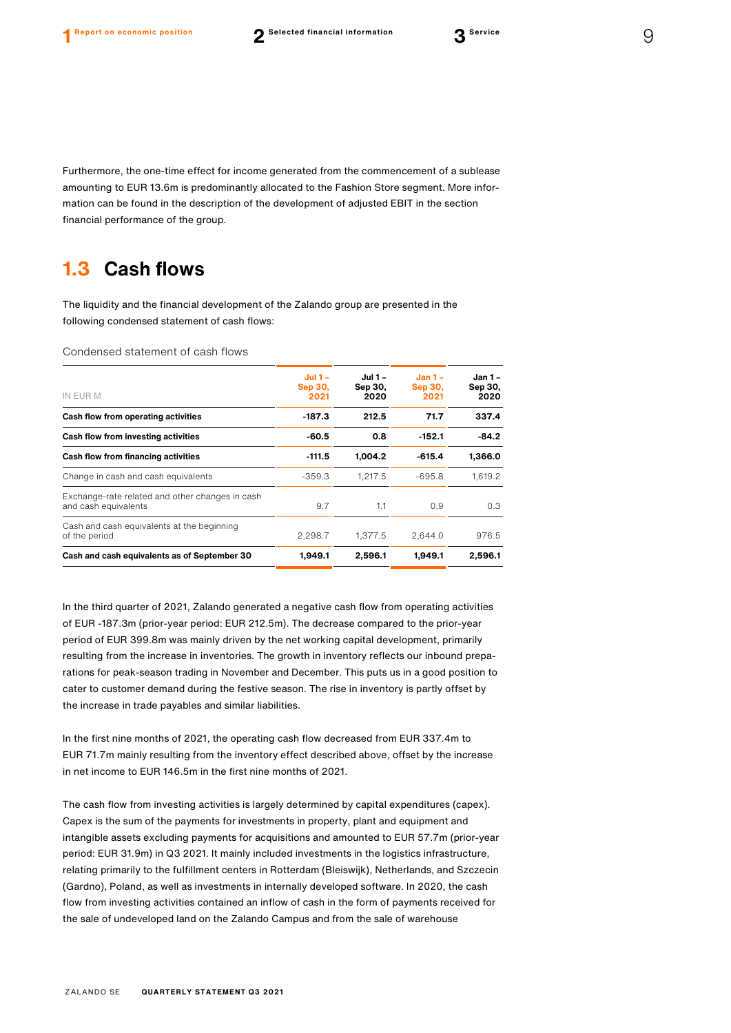Furthermore, the one-time effect for income generated from the commencement of a sublease amounting to EUR 13.6m is predominantly allocated to the Fashion Store segment. More information can be found in the description of the development of adjusted EBIT in the section financial performance of the group.

## 1.3 Cash flows

The liquidity and the financial development of the Zalando group are presented in the following condensed statement of cash flows:

Condensed statement of cash flows

| IN EUR M | Jul 1 – Sep 30, 2021 | Jul 1 – Sep 30, 2020 | Jan 1 – Sep 30, 2021 | Jan 1 – Sep 30, 2020 |
|---|---|---|---|---|
| **Cash flow from operating activities** | **-187.3** | **212.5** | **71.7** | **337.4** |
| **Cash flow from investing activities** | **-60.5** | **0.8** | **-152.1** | **-84.2** |
| **Cash flow from financing activities** | **-111.5** | **1,004.2** | **-615.4** | **1,366.0** |
| Change in cash and cash equivalents | -359.3 | 1,217.5 | -695.8 | 1,619.2 |
| Exchange-rate related and other changes in cash and cash equivalents | 9.7 | 1.1 | 0.9 | 0.3 |
| Cash and cash equivalents at the beginning of the period | 2,298.7 | 1,377.5 | 2,644.0 | 976.5 |
| **Cash and cash equivalents as of September 30** | **1,949.1** | **2,596.1** | **1,949.1** | **2,596.1** |

In the third quarter of 2021, Zalando generated a negative cash flow from operating activities of EUR -187.3m (prior-year period: EUR 212.5m). The decrease compared to the prior-year period of EUR 399.8m was mainly driven by the net working capital development, primarily resulting from the increase in inventories. The growth in inventory reflects our inbound preparations for peak-season trading in November and December. This puts us in a good position to cater to customer demand during the festive season. The rise in inventory is partly offset by the increase in trade payables and similar liabilities.

In the first nine months of 2021, the operating cash flow decreased from EUR 337.4m to EUR 71.7m mainly resulting from the inventory effect described above, offset by the increase in net income to EUR 146.5m in the first nine months of 2021.

The cash flow from investing activities is largely determined by capital expenditures (capex). Capex is the sum of the payments for investments in property, plant and equipment and intangible assets excluding payments for acquisitions and amounted to EUR 57.7m (prior-year period: EUR 31.9m) in Q3 2021. It mainly included investments in the logistics infrastructure, relating primarily to the fulfillment centers in Rotterdam (Bleiswijk), Netherlands, and Szczecin (Gardno), Poland, as well as investments in internally developed software. In 2020, the cash flow from investing activities contained an inflow of cash in the form of payments received for the sale of undeveloped land on the Zalando Campus and from the sale of warehouse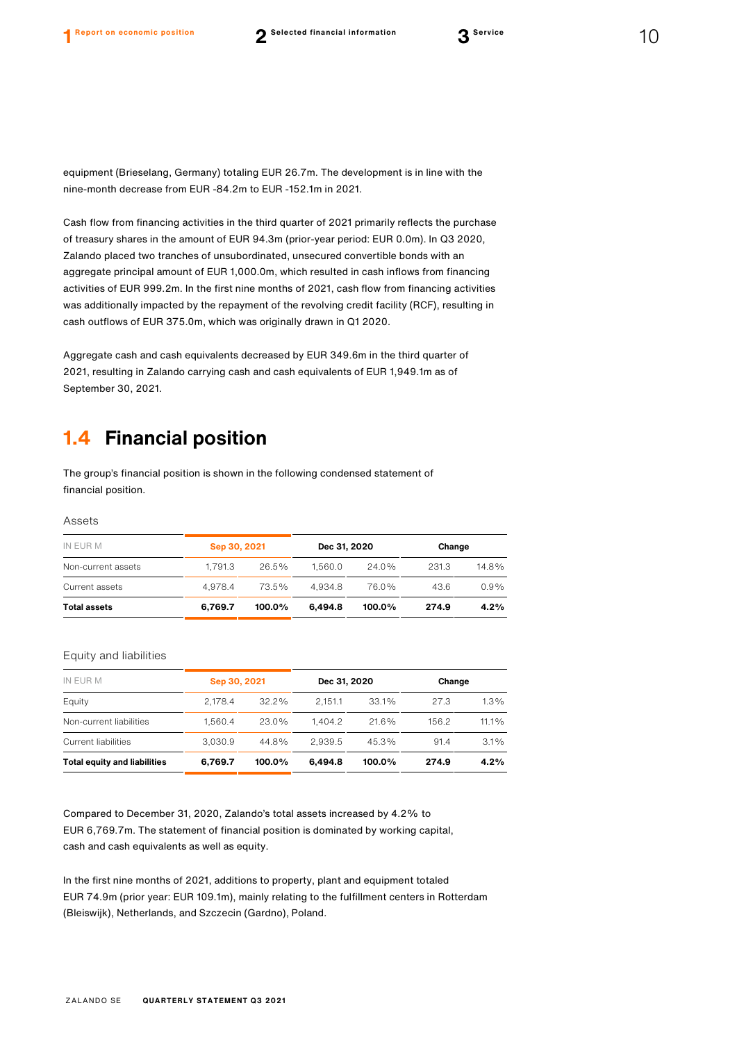equipment (Brieselang, Germany) totaling EUR 26.7m. The development is in line with the nine-month decrease from EUR -84.2m to EUR -152.1m in 2021.

Cash flow from financing activities in the third quarter of 2021 primarily reflects the purchase of treasury shares in the amount of EUR 94.3m (prior-year period: EUR 0.0m). In Q3 2020, Zalando placed two tranches of unsubordinated, unsecured convertible bonds with an aggregate principal amount of EUR 1,000.0m, which resulted in cash inflows from financing activities of EUR 999.2m. In the first nine months of 2021, cash flow from financing activities was additionally impacted by the repayment of the revolving credit facility (RCF), resulting in cash outflows of EUR 375.0m, which was originally drawn in Q1 2020.

Aggregate cash and cash equivalents decreased by EUR 349.6m in the third quarter of 2021, resulting in Zalando carrying cash and cash equivalents of EUR 1,949.1m as of September 30, 2021.

## 1.4 Financial position

The group's financial position is shown in the following condensed statement of financial position.

Assets

| IN EUR M | Sep 30, 2021 | | Dec 31, 2020 | | Change | |
|---|---|---|---|---|---|---|
| Non-current assets | 1,791.3 | 26.5% | 1,560.0 | 24.0% | 231.3 | 14.8% |
| Current assets | 4,978.4 | 73.5% | 4,934.8 | 76.0% | 43.6 | 0.9% |
| **Total assets** | **6,769.7** | **100.0%** | **6,494.8** | **100.0%** | **274.9** | **4.2%** |

Equity and liabilities

| IN EUR M | Sep 30, 2021 | | Dec 31, 2020 | | Change | |
|---|---|---|---|---|---|---|
| Equity | 2,178.4 | 32.2% | 2,151.1 | 33.1% | 27.3 | 1.3% |
| Non-current liabilities | 1,560.4 | 23.0% | 1,404.2 | 21.6% | 156.2 | 11.1% |
| Current liabilities | 3,030.9 | 44.8% | 2,939.5 | 45.3% | 91.4 | 3.1% |
| **Total equity and liabilities** | **6,769.7** | **100.0%** | **6,494.8** | **100.0%** | **274.9** | **4.2%** |

Compared to December 31, 2020, Zalando's total assets increased by 4.2% to EUR 6,769.7m. The statement of financial position is dominated by working capital, cash and cash equivalents as well as equity.

In the first nine months of 2021, additions to property, plant and equipment totaled EUR 74.9m (prior year: EUR 109.1m), mainly relating to the fulfillment centers in Rotterdam (Bleiswijk), Netherlands, and Szczecin (Gardno), Poland.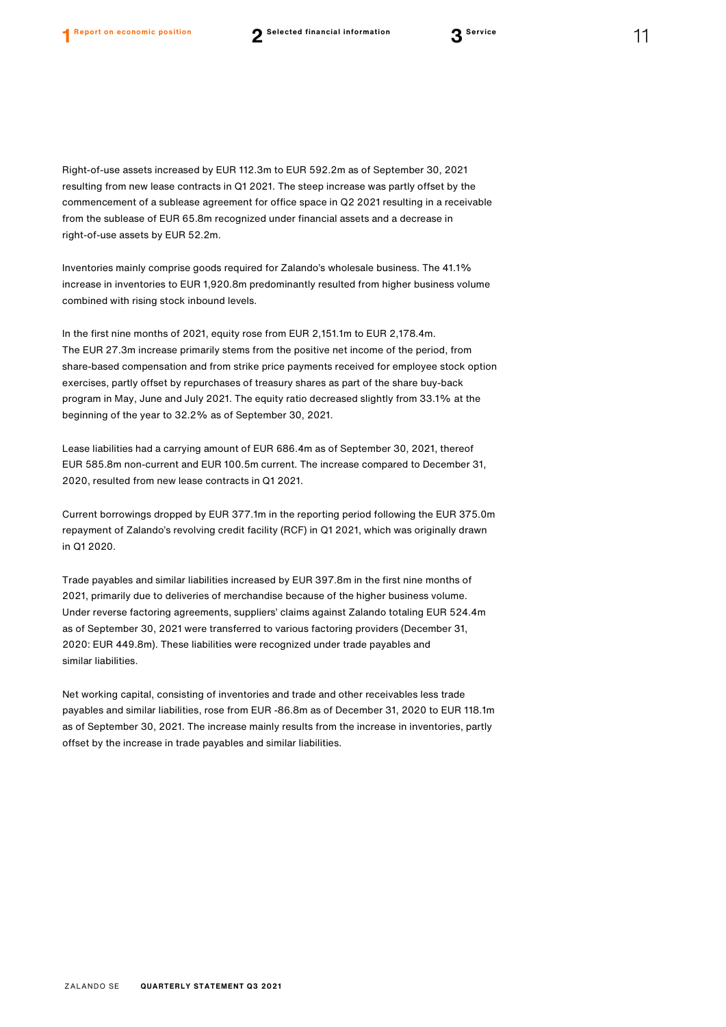Right-of-use assets increased by EUR 112.3m to EUR 592.2m as of September 30, 2021 resulting from new lease contracts in Q1 2021. The steep increase was partly offset by the commencement of a sublease agreement for office space in Q2 2021 resulting in a receivable from the sublease of EUR 65.8m recognized under financial assets and a decrease in right-of-use assets by EUR 52.2m.

Inventories mainly comprise goods required for Zalando's wholesale business. The 41.1% increase in inventories to EUR 1,920.8m predominantly resulted from higher business volume combined with rising stock inbound levels.

In the first nine months of 2021, equity rose from EUR 2,151.1m to EUR 2,178.4m. The EUR 27.3m increase primarily stems from the positive net income of the period, from share-based compensation and from strike price payments received for employee stock option exercises, partly offset by repurchases of treasury shares as part of the share buy-back program in May, June and July 2021. The equity ratio decreased slightly from 33.1% at the beginning of the year to 32.2% as of September 30, 2021.

Lease liabilities had a carrying amount of EUR 686.4m as of September 30, 2021, thereof EUR 585.8m non-current and EUR 100.5m current. The increase compared to December 31, 2020, resulted from new lease contracts in Q1 2021.

Current borrowings dropped by EUR 377.1m in the reporting period following the EUR 375.0m repayment of Zalando's revolving credit facility (RCF) in Q1 2021, which was originally drawn in Q1 2020.

Trade payables and similar liabilities increased by EUR 397.8m in the first nine months of 2021, primarily due to deliveries of merchandise because of the higher business volume. Under reverse factoring agreements, suppliers' claims against Zalando totaling EUR 524.4m as of September 30, 2021 were transferred to various factoring providers (December 31, 2020: EUR 449.8m). These liabilities were recognized under trade payables and similar liabilities.

Net working capital, consisting of inventories and trade and other receivables less trade payables and similar liabilities, rose from EUR -86.8m as of December 31, 2020 to EUR 118.1m as of September 30, 2021. The increase mainly results from the increase in inventories, partly offset by the increase in trade payables and similar liabilities.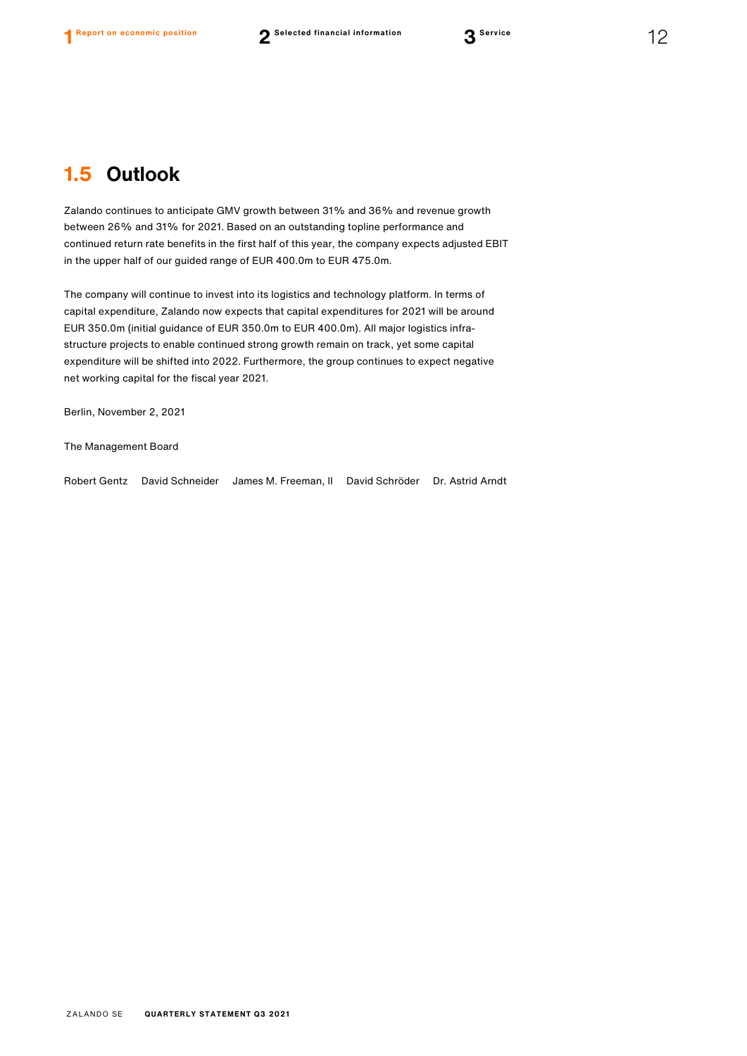## 1.5 Outlook

Zalando continues to anticipate GMV growth between 31% and 36% and revenue growth between 26% and 31% for 2021. Based on an outstanding topline performance and continued return rate benefits in the first half of this year, the company expects adjusted EBIT in the upper half of our guided range of EUR 400.0m to EUR 475.0m.

The company will continue to invest into its logistics and technology platform. In terms of capital expenditure, Zalando now expects that capital expenditures for 2021 will be around EUR 350.0m (initial guidance of EUR 350.0m to EUR 400.0m). All major logistics infrastructure projects to enable continued strong growth remain on track, yet some capital expenditure will be shifted into 2022. Furthermore, the group continues to expect negative net working capital for the fiscal year 2021.

Berlin, November 2, 2021

The Management Board

Robert Gentz David Schneider James M. Freeman, II David Schröder Dr. Astrid Arndt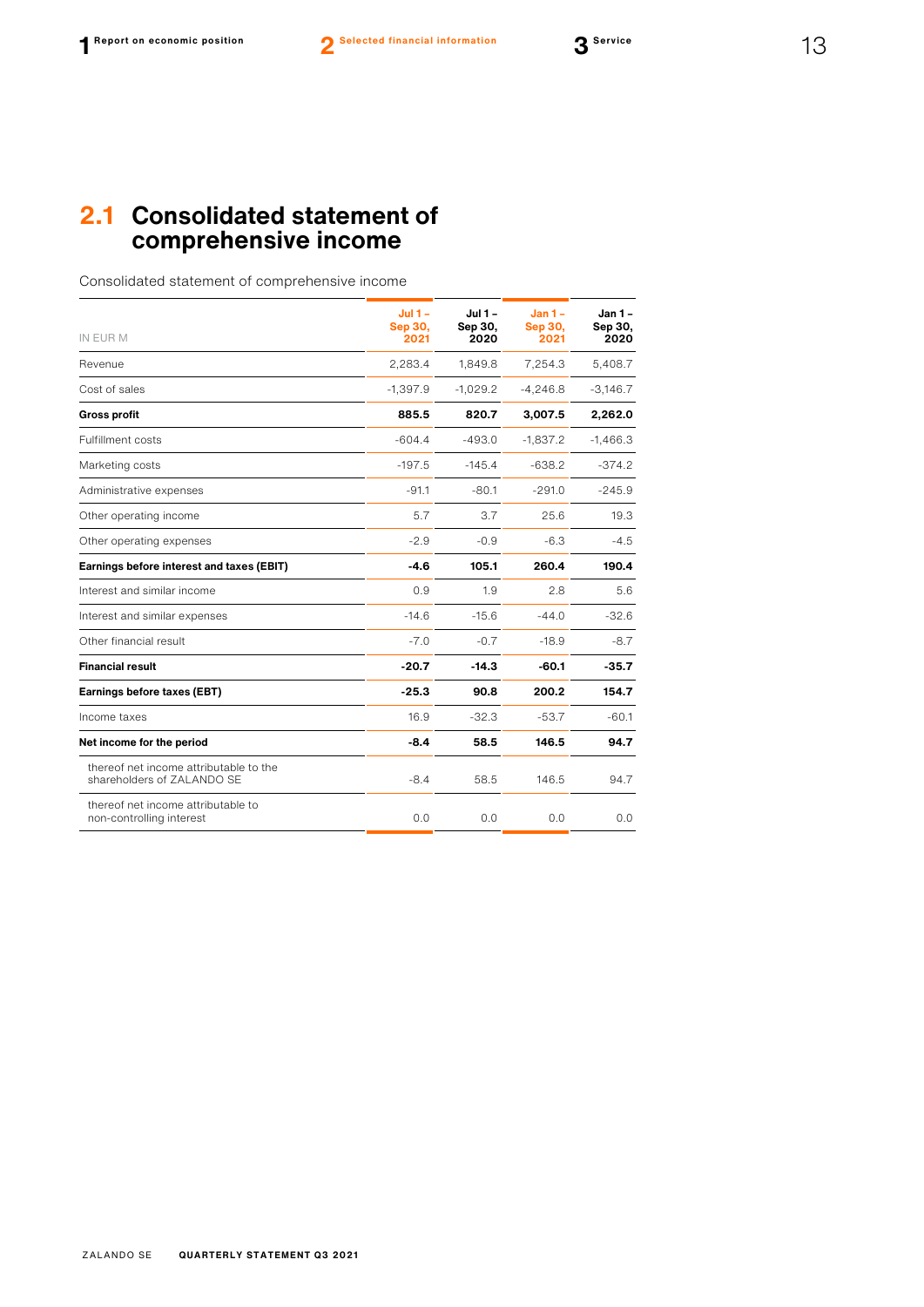## 2.1 Consolidated statement of comprehensive income

Consolidated statement of comprehensive income

| IN EUR M | Jul 1 – Sep 30, 2021 | Jul 1 – Sep 30, 2020 | Jan 1 – Sep 30, 2021 | Jan 1 – Sep 30, 2020 |
|---|---|---|---|---|
| Revenue | 2,283.4 | 1,849.8 | 7,254.3 | 5,408.7 |
| Cost of sales | -1,397.9 | -1,029.2 | -4,246.8 | -3,146.7 |
| **Gross profit** | **885.5** | **820.7** | **3,007.5** | **2,262.0** |
| Fulfillment costs | -604.4 | -493.0 | -1,837.2 | -1,466.3 |
| Marketing costs | -197.5 | -145.4 | -638.2 | -374.2 |
| Administrative expenses | -91.1 | -80.1 | -291.0 | -245.9 |
| Other operating income | 5.7 | 3.7 | 25.6 | 19.3 |
| Other operating expenses | -2.9 | -0.9 | -6.3 | -4.5 |
| **Earnings before interest and taxes (EBIT)** | **-4.6** | **105.1** | **260.4** | **190.4** |
| Interest and similar income | 0.9 | 1.9 | 2.8 | 5.6 |
| Interest and similar expenses | -14.6 | -15.6 | -44.0 | -32.6 |
| Other financial result | -7.0 | -0.7 | -18.9 | -8.7 |
| **Financial result** | **-20.7** | **-14.3** | **-60.1** | **-35.7** |
| **Earnings before taxes (EBT)** | **-25.3** | **90.8** | **200.2** | **154.7** |
| Income taxes | 16.9 | -32.3 | -53.7 | -60.1 |
| **Net income for the period** | **-8.4** | **58.5** | **146.5** | **94.7** |
| thereof net income attributable to the shareholders of ZALANDO SE | -8.4 | 58.5 | 146.5 | 94.7 |
| thereof net income attributable to non-controlling interest | 0.0 | 0.0 | 0.0 | 0.0 |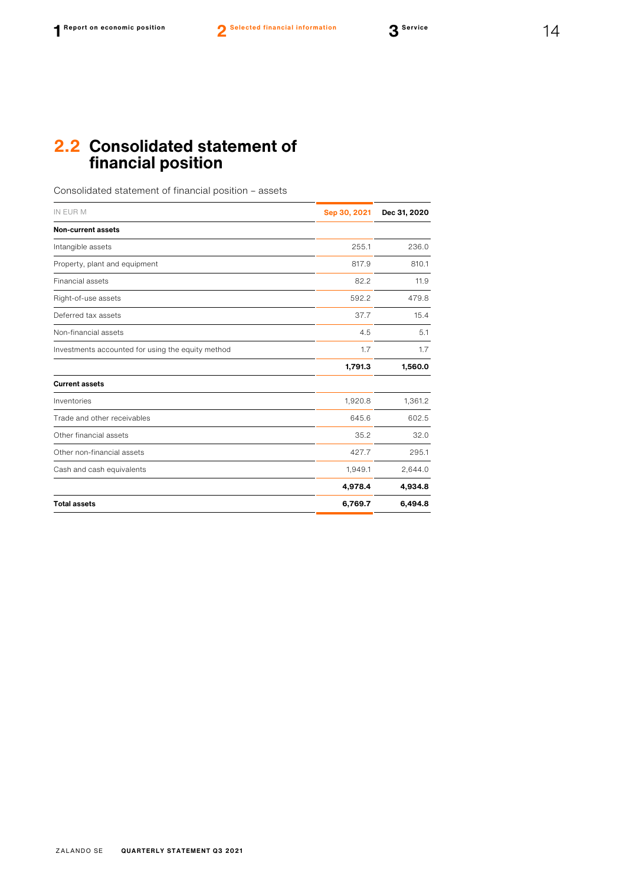## 2.2 Consolidated statement of financial position

Consolidated statement of financial position – assets

| IN EUR M | Sep 30, 2021 | Dec 31, 2020 |
|---|---|---|
| **Non-current assets** | | |
| Intangible assets | 255.1 | 236.0 |
| Property, plant and equipment | 817.9 | 810.1 |
| Financial assets | 82.2 | 11.9 |
| Right-of-use assets | 592.2 | 479.8 |
| Deferred tax assets | 37.7 | 15.4 |
| Non-financial assets | 4.5 | 5.1 |
| Investments accounted for using the equity method | 1.7 | 1.7 |
| | **1,791.3** | **1,560.0** |
| **Current assets** | | |
| Inventories | 1,920.8 | 1,361.2 |
| Trade and other receivables | 645.6 | 602.5 |
| Other financial assets | 35.2 | 32.0 |
| Other non-financial assets | 427.7 | 295.1 |
| Cash and cash equivalents | 1,949.1 | 2,644.0 |
| | **4,978.4** | **4,934.8** |
| **Total assets** | **6,769.7** | **6,494.8** |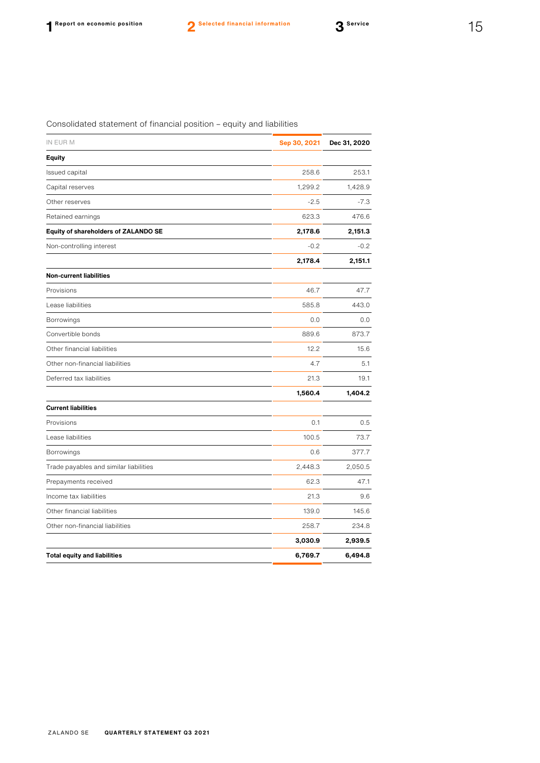Consolidated statement of financial position – equity and liabilities

| IN EUR M | Sep 30, 2021 | Dec 31, 2020 |
|---|---|---|
| **Equity** | | |
| Issued capital | 258.6 | 253.1 |
| Capital reserves | 1,299.2 | 1,428.9 |
| Other reserves | -2.5 | -7.3 |
| Retained earnings | 623.3 | 476.6 |
| **Equity of shareholders of ZALANDO SE** | **2,178.6** | **2,151.3** |
| Non-controlling interest | -0.2 | -0.2 |
| | **2,178.4** | **2,151.1** |
| **Non-current liabilities** | | |
| Provisions | 46.7 | 47.7 |
| Lease liabilities | 585.8 | 443.0 |
| Borrowings | 0.0 | 0.0 |
| Convertible bonds | 889.6 | 873.7 |
| Other financial liabilities | 12.2 | 15.6 |
| Other non-financial liabilities | 4.7 | 5.1 |
| Deferred tax liabilities | 21.3 | 19.1 |
| | **1,560.4** | **1,404.2** |
| **Current liabilities** | | |
| Provisions | 0.1 | 0.5 |
| Lease liabilities | 100.5 | 73.7 |
| Borrowings | 0.6 | 377.7 |
| Trade payables and similar liabilities | 2,448.3 | 2,050.5 |
| Prepayments received | 62.3 | 47.1 |
| Income tax liabilities | 21.3 | 9.6 |
| Other financial liabilities | 139.0 | 145.6 |
| Other non-financial liabilities | 258.7 | 234.8 |
| | **3,030.9** | **2,939.5** |
| **Total equity and liabilities** | **6,769.7** | **6,494.8** |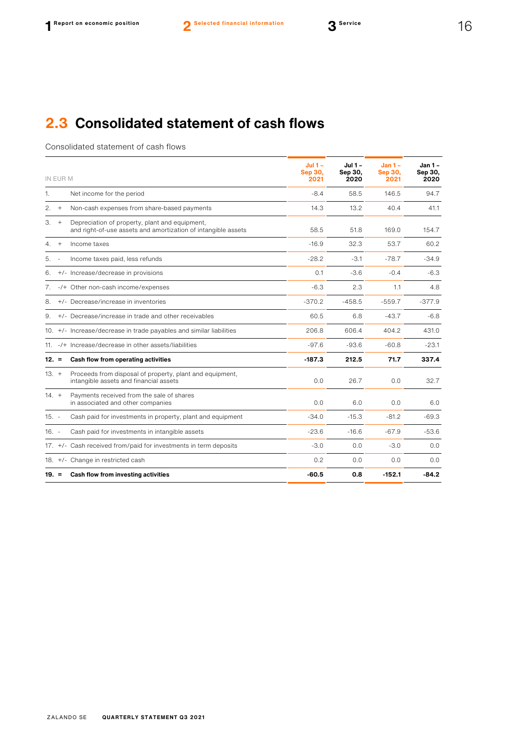## 2.3 Consolidated statement of cash flows

Consolidated statement of cash flows

| IN EUR M | | | Jul 1 – Sep 30, 2021 | Jul 1 – Sep 30, 2020 | Jan 1 – Sep 30, 2021 | Jan 1 – Sep 30, 2020 |
|---|---|---|---|---|---|---|
| 1. | | Net income for the period | -8.4 | 58.5 | 146.5 | 94.7 |
| 2. | + | Non-cash expenses from share-based payments | 14.3 | 13.2 | 40.4 | 41.1 |
| 3. | + | Depreciation of property, plant and equipment, and right-of-use assets and amortization of intangible assets | 58.5 | 51.8 | 169.0 | 154.7 |
| 4. | + | Income taxes | -16.9 | 32.3 | 53.7 | 60.2 |
| 5. | - | Income taxes paid, less refunds | -28.2 | -3.1 | -78.7 | -34.9 |
| 6. | +/- | Increase/decrease in provisions | 0.1 | -3.6 | -0.4 | -6.3 |
| 7. | -/+ | Other non-cash income/expenses | -6.3 | 2.3 | 1.1 | 4.8 |
| 8. | +/- | Decrease/increase in inventories | -370.2 | -458.5 | -559.7 | -377.9 |
| 9. | +/- | Decrease/increase in trade and other receivables | 60.5 | 6.8 | -43.7 | -6.8 |
| 10. | +/- | Increase/decrease in trade payables and similar liabilities | 206.8 | 606.4 | 404.2 | 431.0 |
| 11. | -/+ | Increase/decrease in other assets/liabilities | -97.6 | -93.6 | -60.8 | -23.1 |
| **12.** | **=** | **Cash flow from operating activities** | **-187.3** | **212.5** | **71.7** | **337.4** |
| 13. | + | Proceeds from disposal of property, plant and equipment, intangible assets and financial assets | 0.0 | 26.7 | 0.0 | 32.7 |
| 14. | + | Payments received from the sale of shares in associated and other companies | 0.0 | 6.0 | 0.0 | 6.0 |
| 15. | - | Cash paid for investments in property, plant and equipment | -34.0 | -15.3 | -81.2 | -69.3 |
| 16. | - | Cash paid for investments in intangible assets | -23.6 | -16.6 | -67.9 | -53.6 |
| 17. | +/- | Cash received from/paid for investments in term deposits | -3.0 | 0.0 | -3.0 | 0.0 |
| 18. | +/- | Change in restricted cash | 0.2 | 0.0 | 0.0 | 0.0 |
| **19.** | **=** | **Cash flow from investing activities** | **-60.5** | **0.8** | **-152.1** | **-84.2** |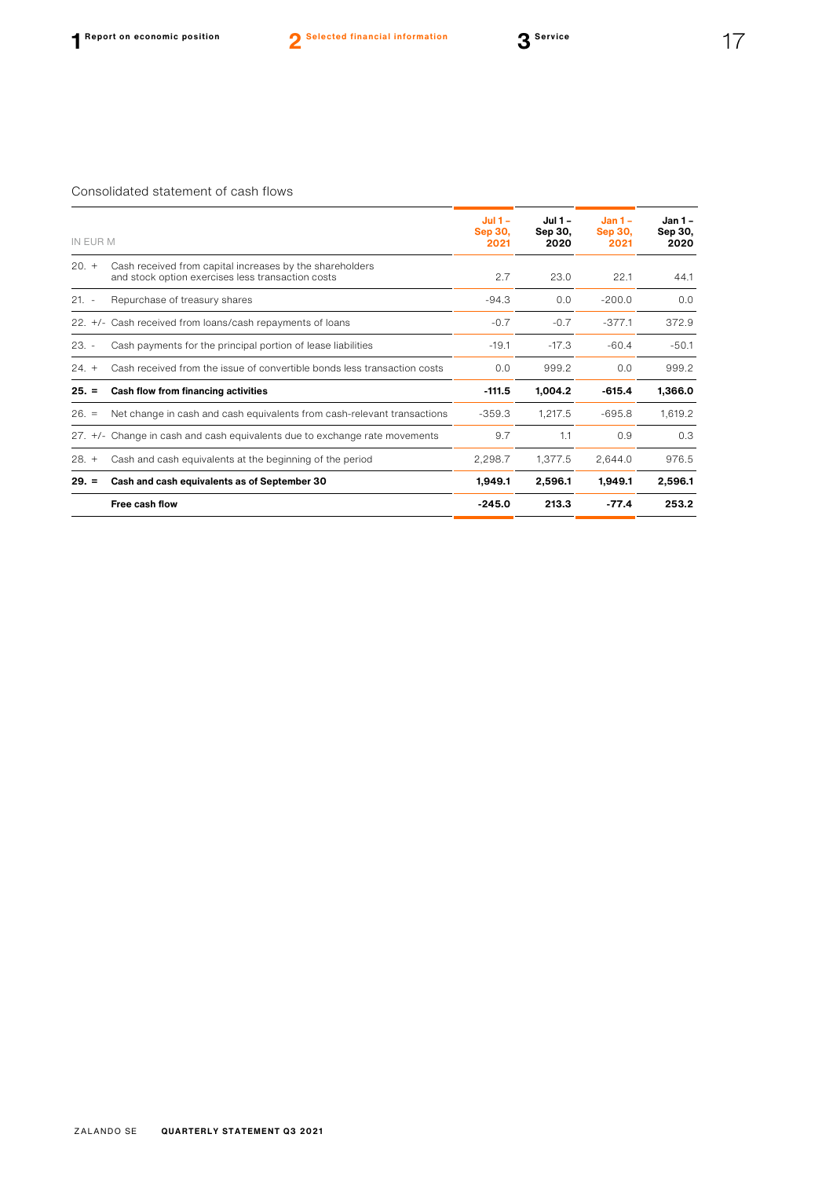Consolidated statement of cash flows

| IN EUR M | | Jul 1 – Sep 30, 2021 | Jul 1 – Sep 30, 2020 | Jan 1 – Sep 30, 2021 | Jan 1 – Sep 30, 2020 |
|---|---|---|---|---|---|
| 20. + | Cash received from capital increases by the shareholders and stock option exercises less transaction costs | 2.7 | 23.0 | 22.1 | 44.1 |
| 21. - | Repurchase of treasury shares | -94.3 | 0.0 | -200.0 | 0.0 |
| 22. +/- | Cash received from loans/cash repayments of loans | -0.7 | -0.7 | -377.1 | 372.9 |
| 23. - | Cash payments for the principal portion of lease liabilities | -19.1 | -17.3 | -60.4 | -50.1 |
| 24. + | Cash received from the issue of convertible bonds less transaction costs | 0.0 | 999.2 | 0.0 | 999.2 |
| **25. =** | **Cash flow from financing activities** | **-111.5** | **1,004.2** | **-615.4** | **1,366.0** |
| 26. = | Net change in cash and cash equivalents from cash-relevant transactions | -359.3 | 1,217.5 | -695.8 | 1,619.2 |
| 27. +/- | Change in cash and cash equivalents due to exchange rate movements | 9.7 | 1.1 | 0.9 | 0.3 |
| 28. + | Cash and cash equivalents at the beginning of the period | 2,298.7 | 1,377.5 | 2,644.0 | 976.5 |
| **29. =** | **Cash and cash equivalents as of September 30** | **1,949.1** | **2,596.1** | **1,949.1** | **2,596.1** |
| | **Free cash flow** | **-245.0** | **213.3** | **-77.4** | **253.2** |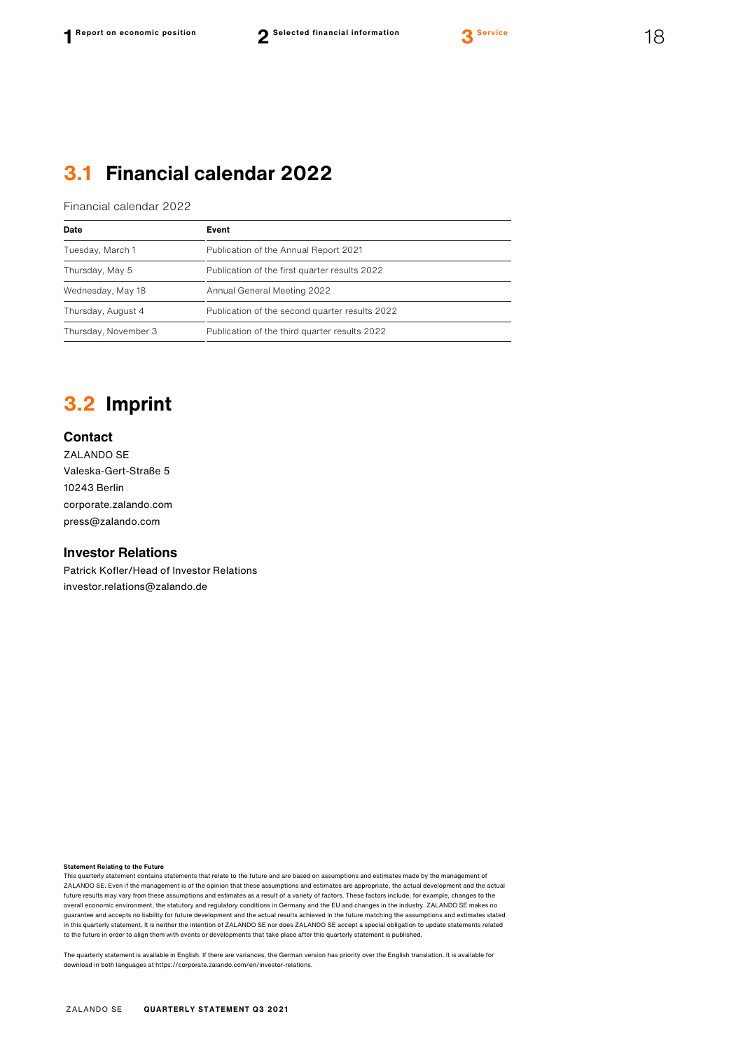## 3.1 Financial calendar 2022

Financial calendar 2022

| Date | Event |
|---|---|
| Tuesday, March 1 | Publication of the Annual Report 2021 |
| Thursday, May 5 | Publication of the first quarter results 2022 |
| Wednesday, May 18 | Annual General Meeting 2022 |
| Thursday, August 4 | Publication of the second quarter results 2022 |
| Thursday, November 3 | Publication of the third quarter results 2022 |

## 3.2 Imprint

### Contact

ZALANDO SE
Valeska-Gert-Straße 5
10243 Berlin
corporate.zalando.com
press@zalando.com

### Investor Relations

Patrick Kofler/Head of Investor Relations
investor.relations@zalando.de

**Statement Relating to the Future**

This quarterly statement contains statements that relate to the future and are based on assumptions and estimates made by the management of ZALANDO SE. Even if the management is of the opinion that these assumptions and estimates are appropriate, the actual development and the actual future results may vary from these assumptions and estimates as a result of a variety of factors. These factors include, for example, changes to the overall economic environment, the statutory and regulatory conditions in Germany and the EU and changes in the industry. ZALANDO SE makes no guarantee and accepts no liability for future development and the actual results achieved in the future matching the assumptions and estimates stated in this quarterly statement. It is neither the intention of ZALANDO SE nor does ZALANDO SE accept a special obligation to update statements related to the future in order to align them with events or developments that take place after this quarterly statement is published.

The quarterly statement is available in English. If there are variances, the German version has priority over the English translation. It is available for download in both languages at https://corporate.zalando.com/en/investor-relations.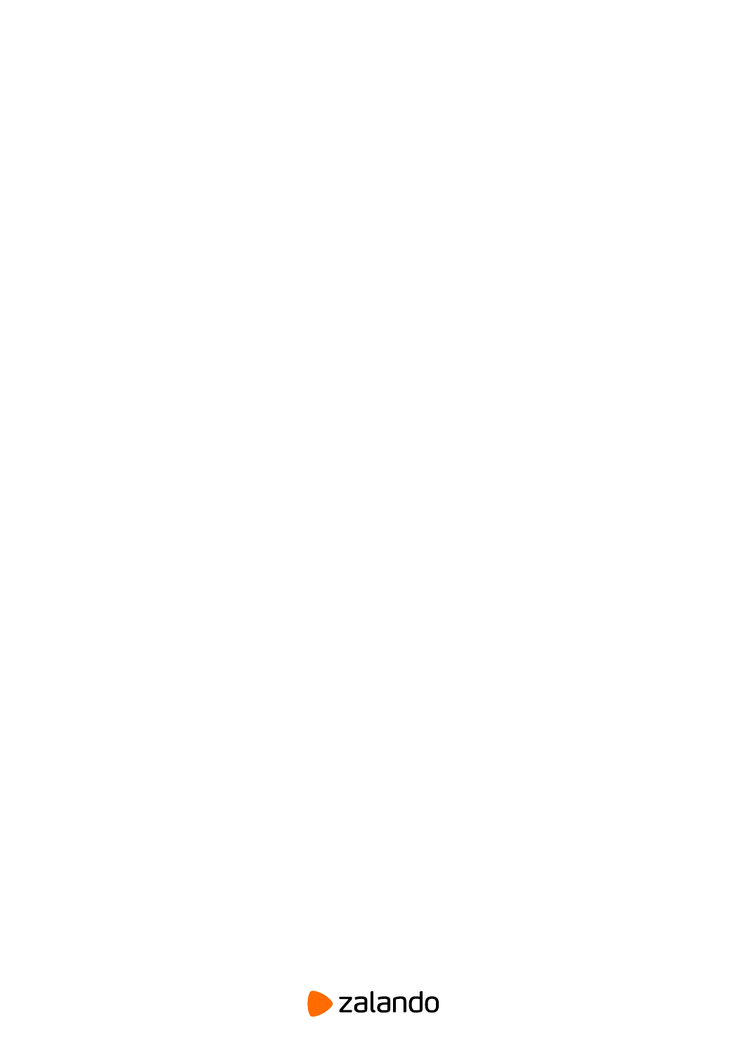zalando